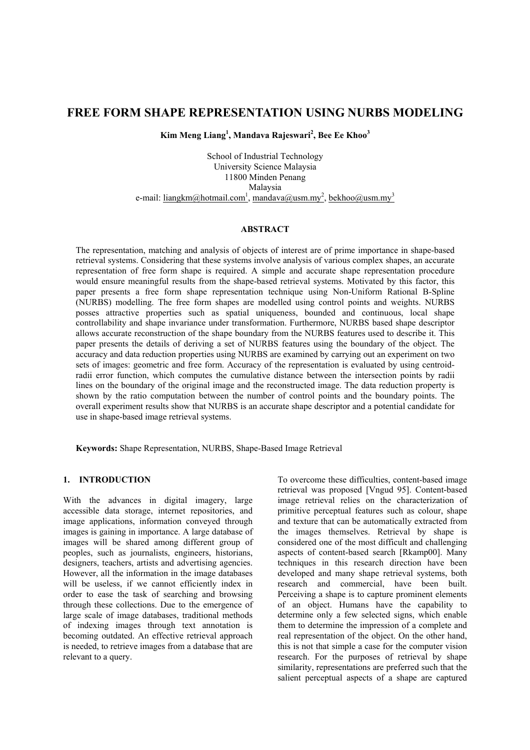# FREE FORM SHAPE REPRESENTATION USING NURBS MODELING

**Kim Meng Liang[1], Mandava Rajeswari[2], Bee Ee Khoo[3]**

School of Industrial Technology
University Science Malaysia
11800 Minden Penang
Malaysia
e-mail: liangkm@hotmail.com[1], mandava@usm.my[2], bekhoo@usm.my[3]

## ABSTRACT

The representation, matching and analysis of objects of interest are of prime importance in shape-based retrieval systems. Considering that these systems involve analysis of various complex shapes, an accurate representation of free form shape is required. A simple and accurate shape representation procedure would ensure meaningful results from the shape-based retrieval systems. Motivated by this factor, this paper presents a free form shape representation technique using Non-Uniform Rational B-Spline (NURBS) modelling. The free form shapes are modelled using control points and weights. NURBS posses attractive properties such as spatial uniqueness, bounded and continuous, local shape controllability and shape invariance under transformation. Furthermore, NURBS based shape descriptor allows accurate reconstruction of the shape boundary from the NURBS features used to describe it. This paper presents the details of deriving a set of NURBS features using the boundary of the object. The accuracy and data reduction properties using NURBS are examined by carrying out an experiment on two sets of images: geometric and free form. Accuracy of the representation is evaluated by using centroid-radii error function, which computes the cumulative distance between the intersection points by radii lines on the boundary of the original image and the reconstructed image. The data reduction property is shown by the ratio computation between the number of control points and the boundary points. The overall experiment results show that NURBS is an accurate shape descriptor and a potential candidate for use in shape-based image retrieval systems.

**Keywords:** Shape Representation, NURBS, Shape-Based Image Retrieval

## 1. INTRODUCTION

With the advances in digital imagery, large accessible data storage, internet repositories, and image applications, information conveyed through images is gaining in importance. A large database of images will be shared among different group of peoples, such as journalists, engineers, historians, designers, teachers, artists and advertising agencies. However, all the information in the image databases will be useless, if we cannot efficiently index in order to ease the task of searching and browsing through these collections. Due to the emergence of large scale of image databases, traditional methods of indexing images through text annotation is becoming outdated. An effective retrieval approach is needed, to retrieve images from a database that are relevant to a query.

To overcome these difficulties, content-based image retrieval was proposed [Vngud 95]. Content-based image retrieval relies on the characterization of primitive perceptual features such as colour, shape and texture that can be automatically extracted from the images themselves. Retrieval by shape is considered one of the most difficult and challenging aspects of content-based search [Rkamp00]. Many techniques in this research direction have been developed and many shape retrieval systems, both research and commercial, have been built. Perceiving a shape is to capture prominent elements of an object. Humans have the capability to determine only a few selected signs, which enable them to determine the impression of a complete and real representation of the object. On the other hand, this is not that simple a case for the computer vision research. For the purposes of retrieval by shape similarity, representations are preferred such that the salient perceptual aspects of a shape are captured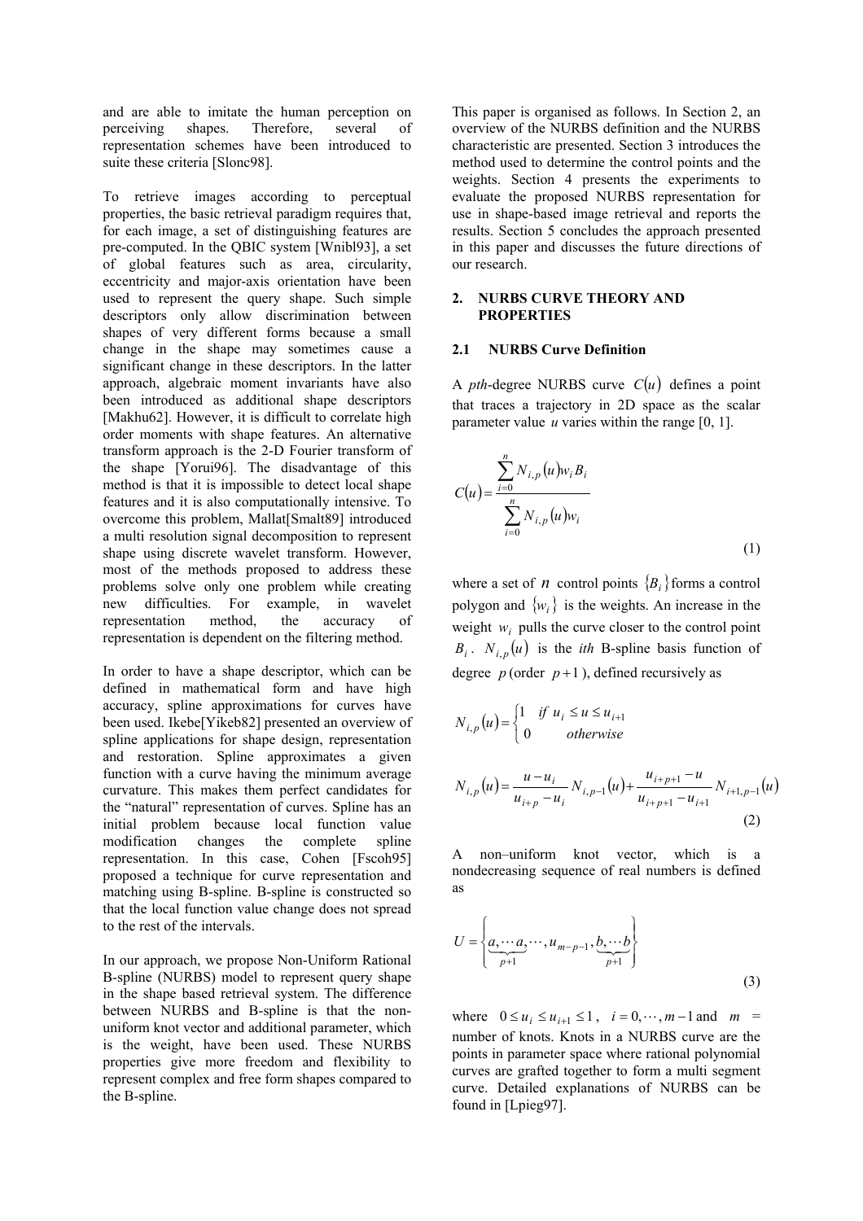and are able to imitate the human perception on perceiving shapes. Therefore, several of representation schemes have been introduced to suite these criteria [Slonc98].

To retrieve images according to perceptual properties, the basic retrieval paradigm requires that, for each image, a set of distinguishing features are pre-computed. In the QBIC system [Wnibl93], a set of global features such as area, circularity, eccentricity and major-axis orientation have been used to represent the query shape. Such simple descriptors only allow discrimination between shapes of very different forms because a small change in the shape may sometimes cause a significant change in these descriptors. In the latter approach, algebraic moment invariants have also been introduced as additional shape descriptors [Makhu62]. However, it is difficult to correlate high order moments with shape features. An alternative transform approach is the 2-D Fourier transform of the shape [Yorui96]. The disadvantage of this method is that it is impossible to detect local shape features and it is also computationally intensive. To overcome this problem, Mallat[Smalt89] introduced a multi resolution signal decomposition to represent shape using discrete wavelet transform. However, most of the methods proposed to address these problems solve only one problem while creating new difficulties. For example, in wavelet representation method, the accuracy of representation is dependent on the filtering method.

In order to have a shape descriptor, which can be defined in mathematical form and have high accuracy, spline approximations for curves have been used. Ikebe[Yikeb82] presented an overview of spline applications for shape design, representation and restoration. Spline approximates a given function with a curve having the minimum average curvature. This makes them perfect candidates for the "natural" representation of curves. Spline has an initial problem because local function value modification changes the complete spline representation. In this case, Cohen [Fscoh95] proposed a technique for curve representation and matching using B-spline. B-spline is constructed so that the local function value change does not spread to the rest of the intervals.

In our approach, we propose Non-Uniform Rational B-spline (NURBS) model to represent query shape in the shape based retrieval system. The difference between NURBS and B-spline is that the non-uniform knot vector and additional parameter, which is the weight, have been used. These NURBS properties give more freedom and flexibility to represent complex and free form shapes compared to the B-spline.

This paper is organised as follows. In Section 2, an overview of the NURBS definition and the NURBS characteristic are presented. Section 3 introduces the method used to determine the control points and the weights. Section 4 presents the experiments to evaluate the proposed NURBS representation for use in shape-based image retrieval and reports the results. Section 5 concludes the approach presented in this paper and discusses the future directions of our research.

## 2. NURBS CURVE THEORY AND PROPERTIES

### 2.1 NURBS Curve Definition

A *pth*-degree NURBS curve $C(u)$ defines a point that traces a trajectory in 2D space as the scalar parameter value $u$ varies within the range [0, 1].

$$C(u) = \frac{\sum_{i=0}^{n} N_{i,p}(u) w_i B_i}{\sum_{i=0}^{n} N_{i,p}(u) w_i} \tag{1}$$

where a set of $n$ control points $\{B_i\}$ forms a control polygon and $\{w_i\}$ is the weights. An increase in the weight $w_i$ pulls the curve closer to the control point $B_i$. $N_{i,p}(u)$ is the *ith* B-spline basis function of degree $p$ (order $p+1$), defined recursively as

$$N_{i,p}(u) = \begin{cases} 1 & \text{if } u_i \le u \le u_{i+1} \\ 0 & \text{otherwise} \end{cases}$$

$$N_{i,p}(u) = \frac{u - u_i}{u_{i+p} - u_i} N_{i,p-1}(u) + \frac{u_{i+p+1} - u}{u_{i+p+1} - u_{i+1}} N_{i+1,p-1}(u) \tag{2}$$

A non–uniform knot vector, which is a nondecreasing sequence of real numbers is defined as

$$U = \left\{ \underbrace{a, \cdots a}_{p+1}, \cdots, u_{m-p-1}, \underbrace{b, \cdots b}_{p+1} \right\} \tag{3}$$

where $0 \le u_i \le u_{i+1} \le 1$, $i = 0, \cdots, m-1$ and $m$ = number of knots. Knots in a NURBS curve are the points in parameter space where rational polynomial curves are grafted together to form a multi segment curve. Detailed explanations of NURBS can be found in [Lpieg97].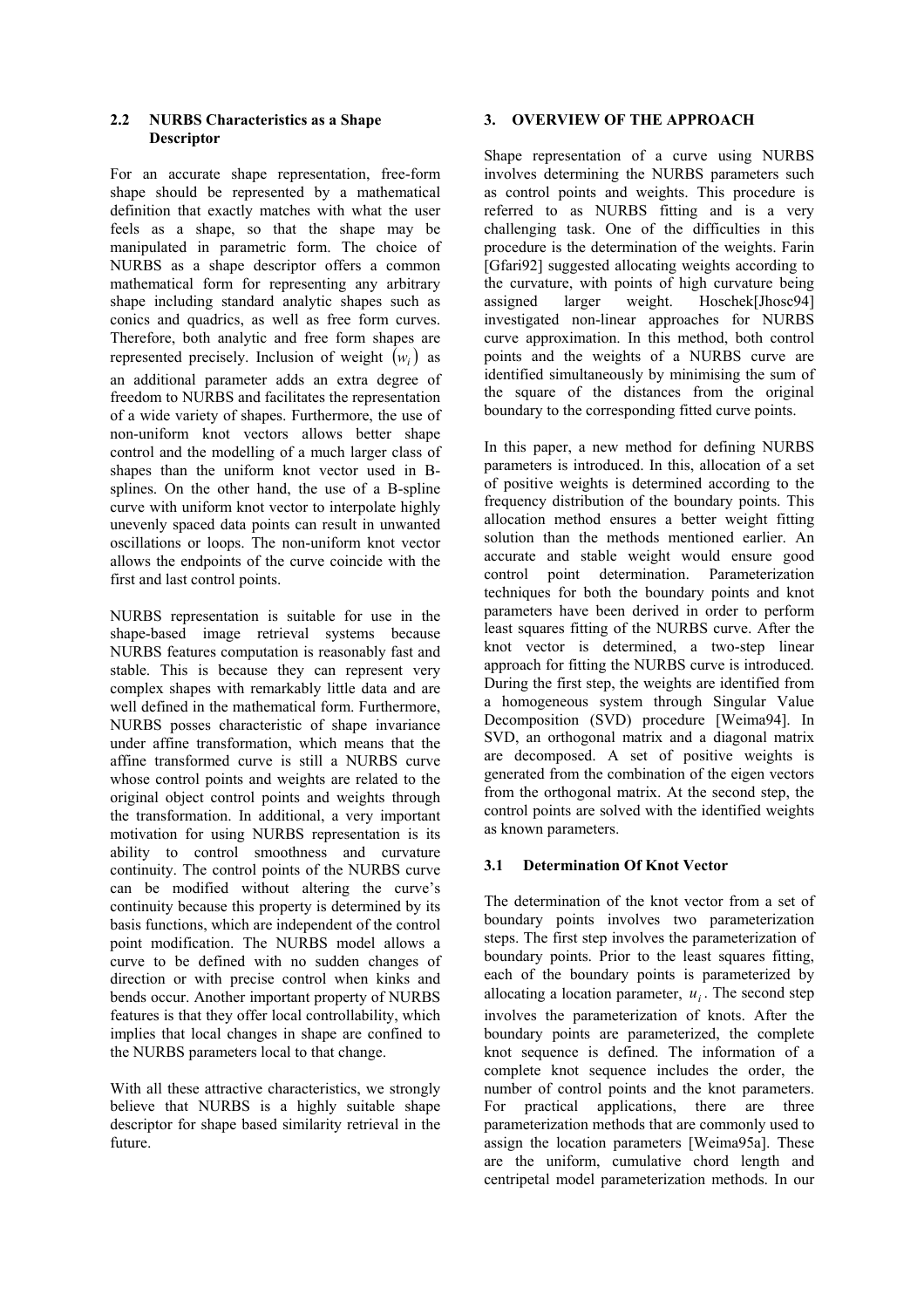### 2.2 NURBS Characteristics as a Shape Descriptor

For an accurate shape representation, free-form shape should be represented by a mathematical definition that exactly matches with what the user feels as a shape, so that the shape may be manipulated in parametric form. The choice of NURBS as a shape descriptor offers a common mathematical form for representing any arbitrary shape including standard analytic shapes such as conics and quadrics, as well as free form curves. Therefore, both analytic and free form shapes are represented precisely. Inclusion of weight $(w_i)$ as an additional parameter adds an extra degree of freedom to NURBS and facilitates the representation of a wide variety of shapes. Furthermore, the use of non-uniform knot vectors allows better shape control and the modelling of a much larger class of shapes than the uniform knot vector used in B-splines. On the other hand, the use of a B-spline curve with uniform knot vector to interpolate highly unevenly spaced data points can result in unwanted oscillations or loops. The non-uniform knot vector allows the endpoints of the curve coincide with the first and last control points.

NURBS representation is suitable for use in the shape-based image retrieval systems because NURBS features computation is reasonably fast and stable. This is because they can represent very complex shapes with remarkably little data and are well defined in the mathematical form. Furthermore, NURBS posses characteristic of shape invariance under affine transformation, which means that the affine transformed curve is still a NURBS curve whose control points and weights are related to the original object control points and weights through the transformation. In additional, a very important motivation for using NURBS representation is its ability to control smoothness and curvature continuity. The control points of the NURBS curve can be modified without altering the curve's continuity because this property is determined by its basis functions, which are independent of the control point modification. The NURBS model allows a curve to be defined with no sudden changes of direction or with precise control when kinks and bends occur. Another important property of NURBS features is that they offer local controllability, which implies that local changes in shape are confined to the NURBS parameters local to that change.

With all these attractive characteristics, we strongly believe that NURBS is a highly suitable shape descriptor for shape based similarity retrieval in the future.

## 3. OVERVIEW OF THE APPROACH

Shape representation of a curve using NURBS involves determining the NURBS parameters such as control points and weights. This procedure is referred to as NURBS fitting and is a very challenging task. One of the difficulties in this procedure is the determination of the weights. Farin [Gfari92] suggested allocating weights according to the curvature, with points of high curvature being assigned larger weight. Hoschek[Jhosc94] investigated non-linear approaches for NURBS curve approximation. In this method, both control points and the weights of a NURBS curve are identified simultaneously by minimising the sum of the square of the distances from the original boundary to the corresponding fitted curve points.

In this paper, a new method for defining NURBS parameters is introduced. In this, allocation of a set of positive weights is determined according to the frequency distribution of the boundary points. This allocation method ensures a better weight fitting solution than the methods mentioned earlier. An accurate and stable weight would ensure good control point determination. Parameterization techniques for both the boundary points and knot parameters have been derived in order to perform least squares fitting of the NURBS curve. After the knot vector is determined, a two-step linear approach for fitting the NURBS curve is introduced. During the first step, the weights are identified from a homogeneous system through Singular Value Decomposition (SVD) procedure [Weima94]. In SVD, an orthogonal matrix and a diagonal matrix are decomposed. A set of positive weights is generated from the combination of the eigen vectors from the orthogonal matrix. At the second step, the control points are solved with the identified weights as known parameters.

### 3.1 Determination Of Knot Vector

The determination of the knot vector from a set of boundary points involves two parameterization steps. The first step involves the parameterization of boundary points. Prior to the least squares fitting, each of the boundary points is parameterized by allocating a location parameter, $u_i$. The second step involves the parameterization of knots. After the boundary points are parameterized, the complete knot sequence is defined. The information of a complete knot sequence includes the order, the number of control points and the knot parameters. For practical applications, there are three parameterization methods that are commonly used to assign the location parameters [Weima95a]. These are the uniform, cumulative chord length and centripetal model parameterization methods. In our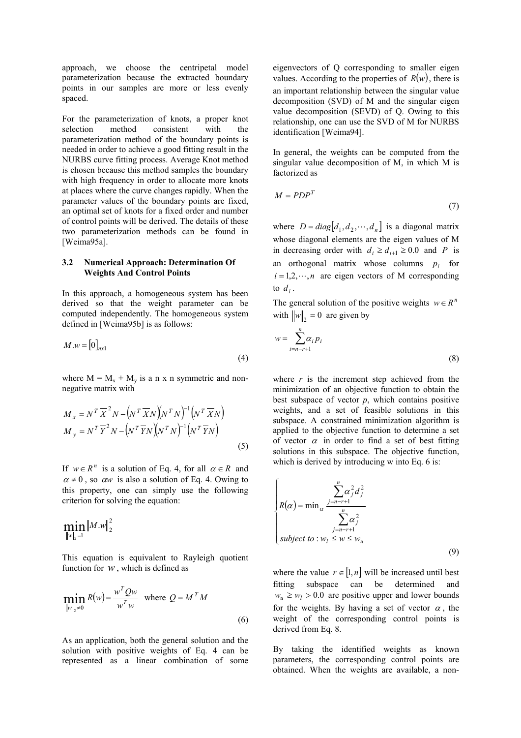approach, we choose the centripetal model parameterization because the extracted boundary points in our samples are more or less evenly spaced.

For the parameterization of knots, a proper knot selection method consistent with the parameterization method of the boundary points is needed in order to achieve a good fitting result in the NURBS curve fitting process. Average Knot method is chosen because this method samples the boundary with high frequency in order to allocate more knots at places where the curve changes rapidly. When the parameter values of the boundary points are fixed, an optimal set of knots for a fixed order and number of control points will be derived. The details of these two parameterization methods can be found in [Weima95a].

### 3.2 Numerical Approach: Determination Of Weights And Control Points

In this approach, a homogeneous system has been derived so that the weight parameter can be computed independently. The homogeneous system defined in [Weima95b] is as follows:

$$M.w = [0]_{nx1} \tag{4}$$

where M = $M_x$ + $M_y$ is a n x n symmetric and non-negative matrix with

$$\begin{aligned} M_x &= N^T \overline{X}^2 N - \left(N^T \overline{X} N\right)\left(N^T N\right)^{-1}\left(N^T \overline{X} N\right) \\ M_y &= N^T \overline{Y}^2 N - \left(N^T \overline{Y} N\right)\left(N^T N\right)^{-1}\left(N^T \overline{Y} N\right) \end{aligned} \tag{5}$$

If $w \in R^n$ is a solution of Eq. 4, for all $\alpha \in R$ and $\alpha \neq 0$, so $\alpha w$ is also a solution of Eq. 4. Owing to this property, one can simply use the following criterion for solving the equation:

$$\min_{\|w\|_2 = 1} \|M.w\|_2^2$$

This equation is equivalent to Rayleigh quotient function for $w$, which is defined as

$$\min_{\|w\|_2 \neq 0} R(w) = \frac{w^T Q w}{w^T w} \quad \text{where } Q = M^T M \tag{6}$$

As an application, both the general solution and the solution with positive weights of Eq. 4 can be represented as a linear combination of some eigenvectors of Q corresponding to smaller eigen values. According to the properties of $R(w)$, there is an important relationship between the singular value decomposition (SVD) of M and the singular eigen value decomposition (SEVD) of Q. Owing to this relationship, one can use the SVD of M for NURBS identification [Weima94].

In general, the weights can be computed from the singular value decomposition of M, in which M is factorized as

$$M = PDP^T \tag{7}$$

where $D = diag[d_1, d_2, \cdots, d_n]$ is a diagonal matrix whose diagonal elements are the eigen values of M in decreasing order with $d_i \geq d_{i+1} \geq 0.0$ and $P$ is an orthogonal matrix whose columns $p_i$ for $i = 1, 2, \cdots, n$ are eigen vectors of M corresponding to $d_i$.

The general solution of the positive weights $w \in R^n$ with $\|w\|_2 = 0$ are given by

$$w = \sum_{i=n-r+1}^{n} \alpha_i p_i \tag{8}$$

where $r$ is the increment step achieved from the minimization of an objective function to obtain the best subspace of vector $p$, which contains positive weights, and a set of feasible solutions in this subspace. A constrained minimization algorithm is applied to the objective function to determine a set of vector $\alpha$ in order to find a set of best fitting solutions in this subspace. The objective function, which is derived by introducing w into Eq. 6 is:

$$\begin{cases} R(\alpha) = \min_\alpha \dfrac{\sum_{j=n-r+1}^{n} \alpha_j^2 d_j^2}{\sum_{j=n-r+1}^{n} \alpha_j^2} \\ subject\ to: w_l \leq w \leq w_u \end{cases} \tag{9}$$

where the value $r \in [1, n]$ will be increased until best fitting subspace can be determined and $w_u \geq w_l > 0.0$ are positive upper and lower bounds for the weights. By having a set of vector $\alpha$, the weight of the corresponding control points is derived from Eq. 8.

By taking the identified weights as known parameters, the corresponding control points are obtained. When the weights are available, a non-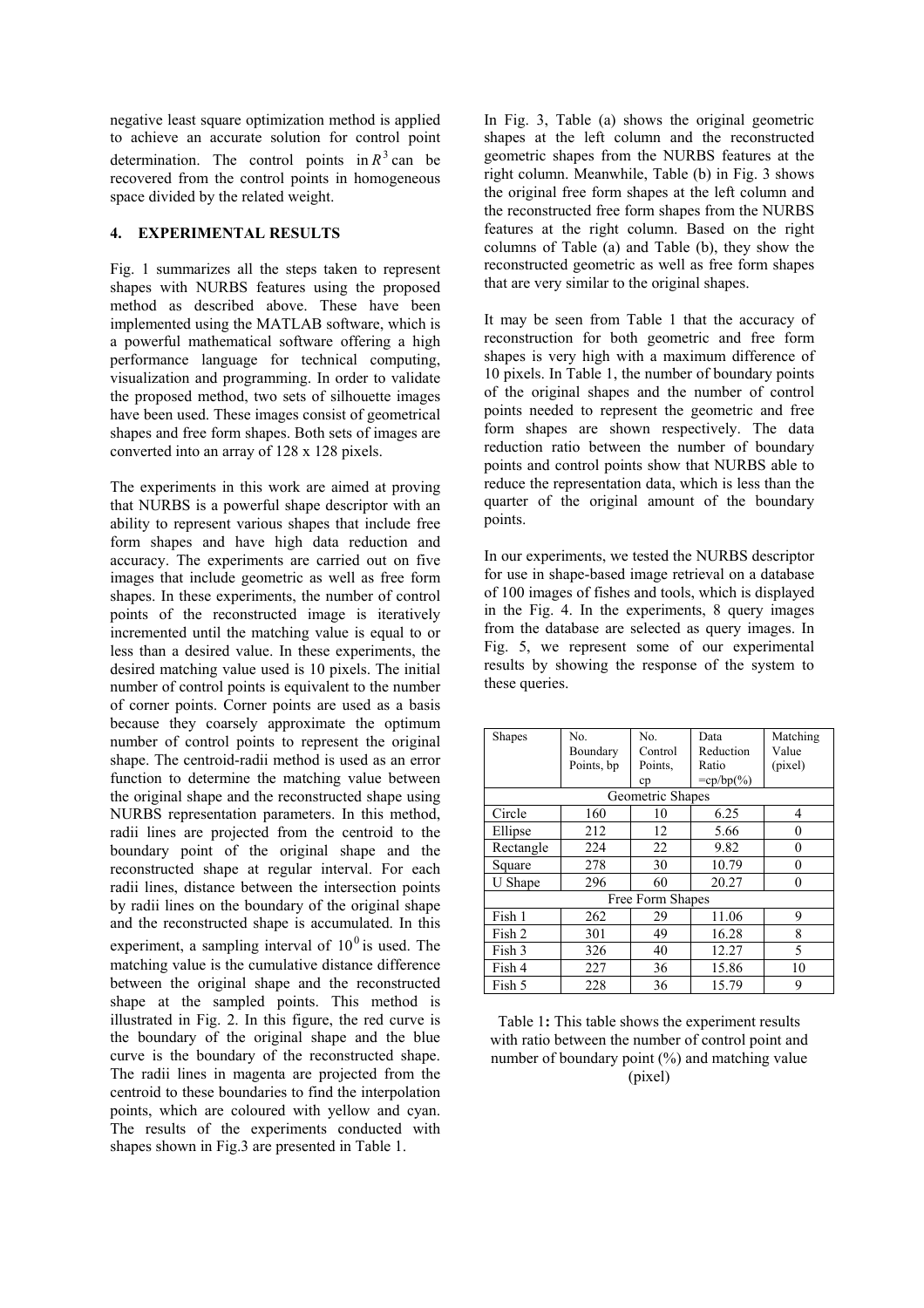negative least square optimization method is applied to achieve an accurate solution for control point determination. The control points in $R^3$ can be recovered from the control points in homogeneous space divided by the related weight.

## 4. EXPERIMENTAL RESULTS

Fig. 1 summarizes all the steps taken to represent shapes with NURBS features using the proposed method as described above. These have been implemented using the MATLAB software, which is a powerful mathematical software offering a high performance language for technical computing, visualization and programming. In order to validate the proposed method, two sets of silhouette images have been used. These images consist of geometrical shapes and free form shapes. Both sets of images are converted into an array of 128 x 128 pixels.

The experiments in this work are aimed at proving that NURBS is a powerful shape descriptor with an ability to represent various shapes that include free form shapes and have high data reduction and accuracy. The experiments are carried out on five images that include geometric as well as free form shapes. In these experiments, the number of control points of the reconstructed image is iteratively incremented until the matching value is equal to or less than a desired value. In these experiments, the desired matching value used is 10 pixels. The initial number of control points is equivalent to the number of corner points. Corner points are used as a basis because they coarsely approximate the optimum number of control points to represent the original shape. The centroid-radii method is used as an error function to determine the matching value between the original shape and the reconstructed shape using NURBS representation parameters. In this method, radii lines are projected from the centroid to the boundary point of the original shape and the reconstructed shape at regular interval. For each radii lines, distance between the intersection points by radii lines on the boundary of the original shape and the reconstructed shape is accumulated. In this experiment, a sampling interval of $10^0$ is used. The matching value is the cumulative distance difference between the original shape and the reconstructed shape at the sampled points. This method is illustrated in Fig. 2. In this figure, the red curve is the boundary of the original shape and the blue curve is the boundary of the reconstructed shape. The radii lines in magenta are projected from the centroid to these boundaries to find the interpolation points, which are coloured with yellow and cyan. The results of the experiments conducted with shapes shown in Fig.3 are presented in Table 1.

In Fig. 3, Table (a) shows the original geometric shapes at the left column and the reconstructed geometric shapes from the NURBS features at the right column. Meanwhile, Table (b) in Fig. 3 shows the original free form shapes at the left column and the reconstructed free form shapes from the NURBS features at the right column. Based on the right columns of Table (a) and Table (b), they show the reconstructed geometric as well as free form shapes that are very similar to the original shapes.

It may be seen from Table 1 that the accuracy of reconstruction for both geometric and free form shapes is very high with a maximum difference of 10 pixels. In Table 1, the number of boundary points of the original shapes and the number of control points needed to represent the geometric and free form shapes are shown respectively. The data reduction ratio between the number of boundary points and control points show that NURBS able to reduce the representation data, which is less than the quarter of the original amount of the boundary points.

In our experiments, we tested the NURBS descriptor for use in shape-based image retrieval on a database of 100 images of fishes and tools, which is displayed in the Fig. 4. In the experiments, 8 query images from the database are selected as query images. In Fig. 5, we represent some of our experimental results by showing the response of the system to these queries.

| Shapes | No. Boundary Points, bp | No. Control Points, cp | Data Reduction Ratio =cp/bp(%) | Matching Value (pixel) |
|---|---|---|---|---|
| Geometric Shapes | | | | |
| Circle | 160 | 10 | 6.25 | 4 |
| Ellipse | 212 | 12 | 5.66 | 0 |
| Rectangle | 224 | 22 | 9.82 | 0 |
| Square | 278 | 30 | 10.79 | 0 |
| U Shape | 296 | 60 | 20.27 | 0 |
| Free Form Shapes | | | | |
| Fish 1 | 262 | 29 | 11.06 | 9 |
| Fish 2 | 301 | 49 | 16.28 | 8 |
| Fish 3 | 326 | 40 | 12.27 | 5 |
| Fish 4 | 227 | 36 | 15.86 | 10 |
| Fish 5 | 228 | 36 | 15.79 | 9 |

Table 1**:** This table shows the experiment results with ratio between the number of control point and number of boundary point (%) and matching value (pixel)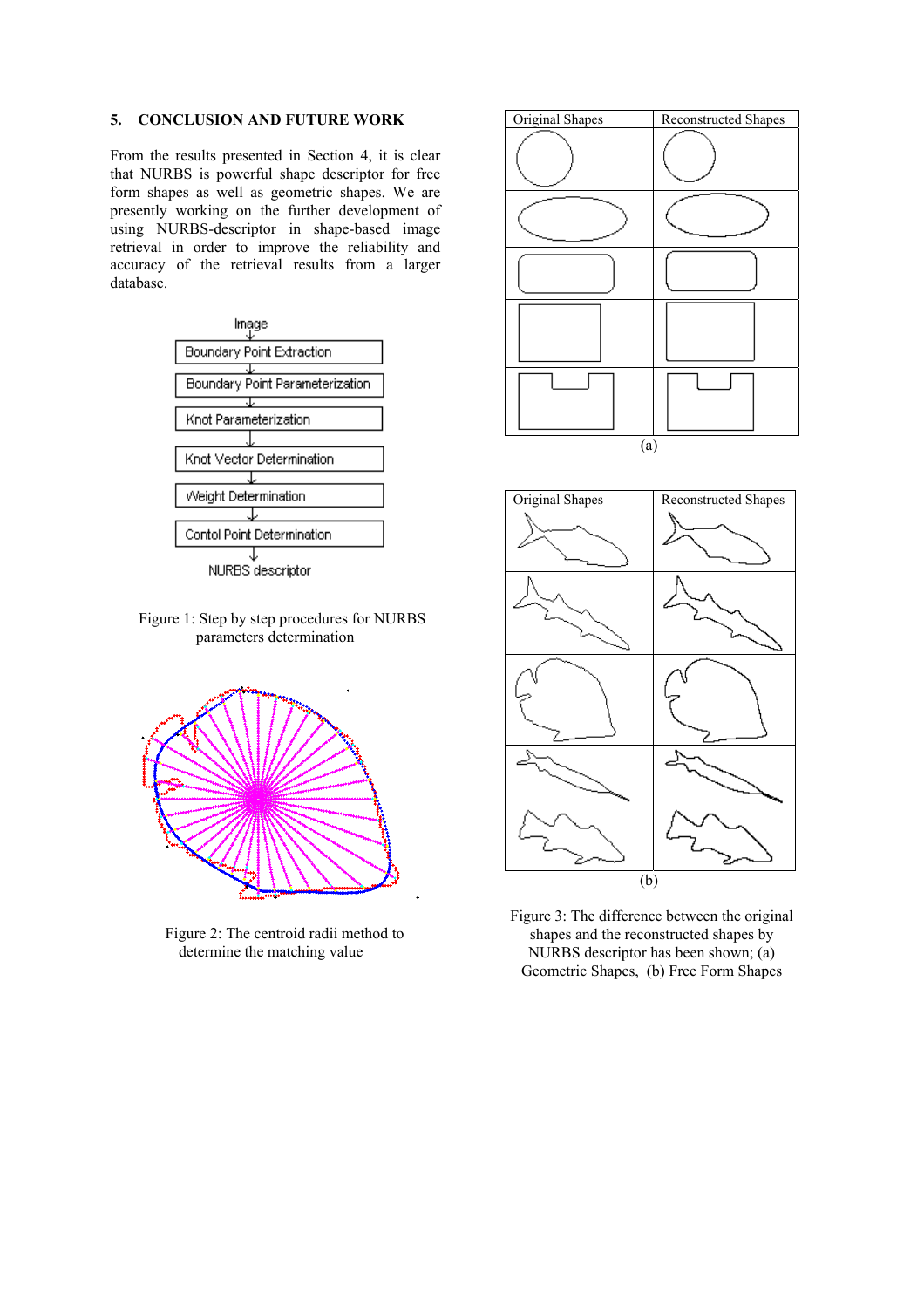## 5. CONCLUSION AND FUTURE WORK

From the results presented in Section 4, it is clear that NURBS is powerful shape descriptor for free form shapes as well as geometric shapes. We are presently working on the further development of using NURBS-descriptor in shape-based image retrieval in order to improve the reliability and accuracy of the retrieval results from a larger database.

Image
↓
Boundary Point Extraction
↓
Boundary Point Parameterization
↓
Knot Parameterization
↓
Knot Vector Determination
↓
Weight Determination
↓
Contol Point Determination
↓
NURBS descriptor

Figure 1: Step by step procedures for NURBS parameters determination

Figure 2: The centroid radii method to determine the matching value

| Original Shapes | Reconstructed Shapes |
|---|---|

(a)

| Original Shapes | Reconstructed Shapes |
|---|---|

(b)

Figure 3: The difference between the original shapes and the reconstructed shapes by NURBS descriptor has been shown; (a) Geometric Shapes, (b) Free Form Shapes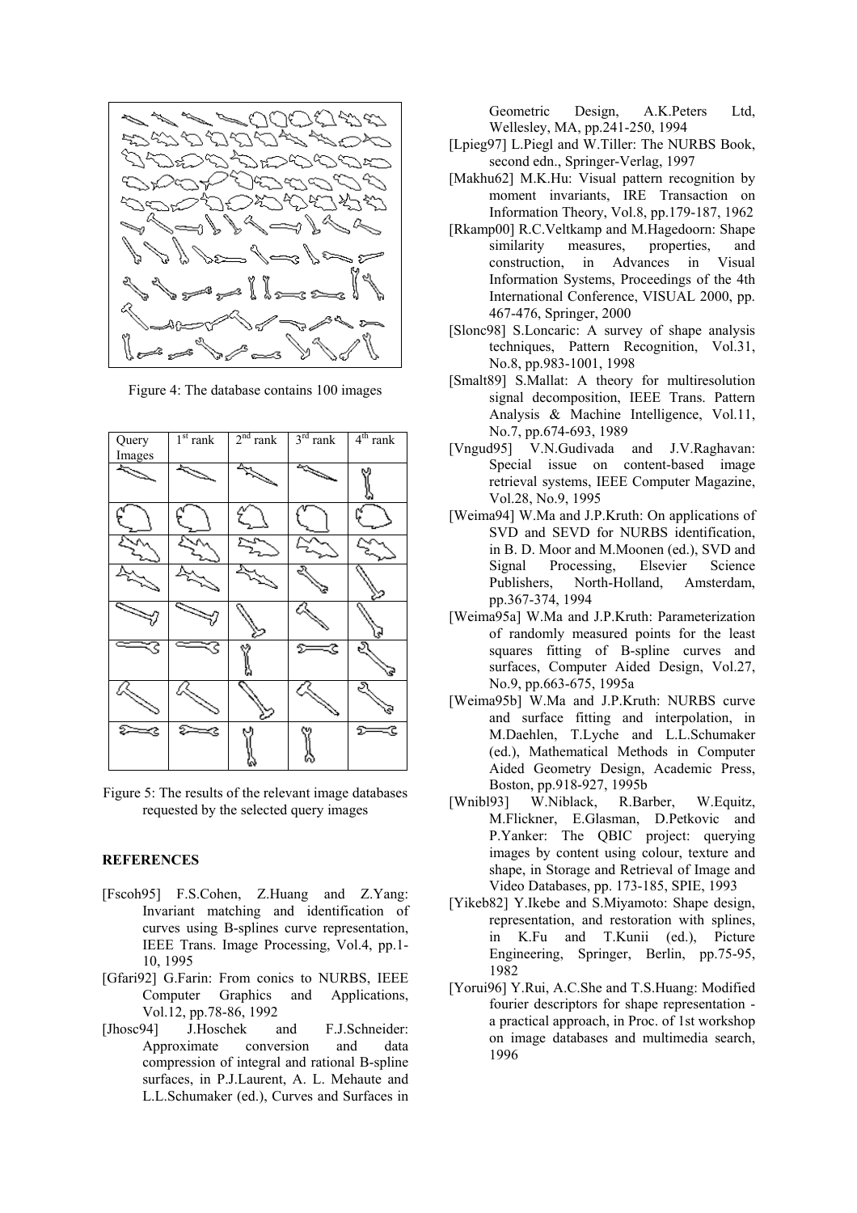Figure 4: The database contains 100 images

| Query Images | 1[st] rank | 2[nd] rank | 3[rd] rank | 4[th] rank |
|---|---|---|---|---|
| | | | | |
| | | | | |
| | | | | |
| | | | | |
| | | | | |
| | | | | |
| | | | | |
| | | | | |

Figure 5: The results of the relevant image databases requested by the selected query images

## REFERENCES

[Fscoh95] F.S.Cohen, Z.Huang and Z.Yang: Invariant matching and identification of curves using B-splines curve representation, IEEE Trans. Image Processing, Vol.4, pp.1-10, 1995

[Gfari92] G.Farin: From conics to NURBS, IEEE Computer Graphics and Applications, Vol.12, pp.78-86, 1992

[Jhosc94] J.Hoschek and F.J.Schneider: Approximate conversion and data compression of integral and rational B-spline surfaces, in P.J.Laurent, A. L. Mehaute and L.L.Schumaker (ed.), Curves and Surfaces in Geometric Design, A.K.Peters Ltd, Wellesley, MA, pp.241-250, 1994

[Lpieg97] L.Piegl and W.Tiller: The NURBS Book, second edn., Springer-Verlag, 1997

[Makhu62] M.K.Hu: Visual pattern recognition by moment invariants, IRE Transaction on Information Theory, Vol.8, pp.179-187, 1962

[Rkamp00] R.C.Veltkamp and M.Hagedoorn: Shape similarity measures, properties, and construction, in Advances in Visual Information Systems, Proceedings of the 4th International Conference, VISUAL 2000, pp. 467-476, Springer, 2000

[Slonc98] S.Loncaric: A survey of shape analysis techniques, Pattern Recognition, Vol.31, No.8, pp.983-1001, 1998

[Smalt89] S.Mallat: A theory for multiresolution signal decomposition, IEEE Trans. Pattern Analysis & Machine Intelligence, Vol.11, No.7, pp.674-693, 1989

[Vngud95] V.N.Gudivada and J.V.Raghavan: Special issue on content-based image retrieval systems, IEEE Computer Magazine, Vol.28, No.9, 1995

[Weima94] W.Ma and J.P.Kruth: On applications of SVD and SEVD for NURBS identification, in B. D. Moor and M.Moonen (ed.), SVD and Signal Processing, Elsevier Science Publishers, North-Holland, Amsterdam, pp.367-374, 1994

[Weima95a] W.Ma and J.P.Kruth: Parameterization of randomly measured points for the least squares fitting of B-spline curves and surfaces, Computer Aided Design, Vol.27, No.9, pp.663-675, 1995a

[Weima95b] W.Ma and J.P.Kruth: NURBS curve and surface fitting and interpolation, in M.Daehlen, T.Lyche and L.L.Schumaker (ed.), Mathematical Methods in Computer Aided Geometry Design, Academic Press, Boston, pp.918-927, 1995b

[Wnibl93] W.Niblack, R.Barber, W.Equitz, M.Flickner, E.Glasman, D.Petkovic and P.Yanker: The QBIC project: querying images by content using colour, texture and shape, in Storage and Retrieval of Image and Video Databases, pp. 173-185, SPIE, 1993

[Yikeb82] Y.Ikebe and S.Miyamoto: Shape design, representation, and restoration with splines, in K.Fu and T.Kunii (ed.), Picture Engineering, Springer, Berlin, pp.75-95, 1982

[Yorui96] Y.Rui, A.C.She and T.S.Huang: Modified fourier descriptors for shape representation - a practical approach, in Proc. of 1st workshop on image databases and multimedia search, 1996